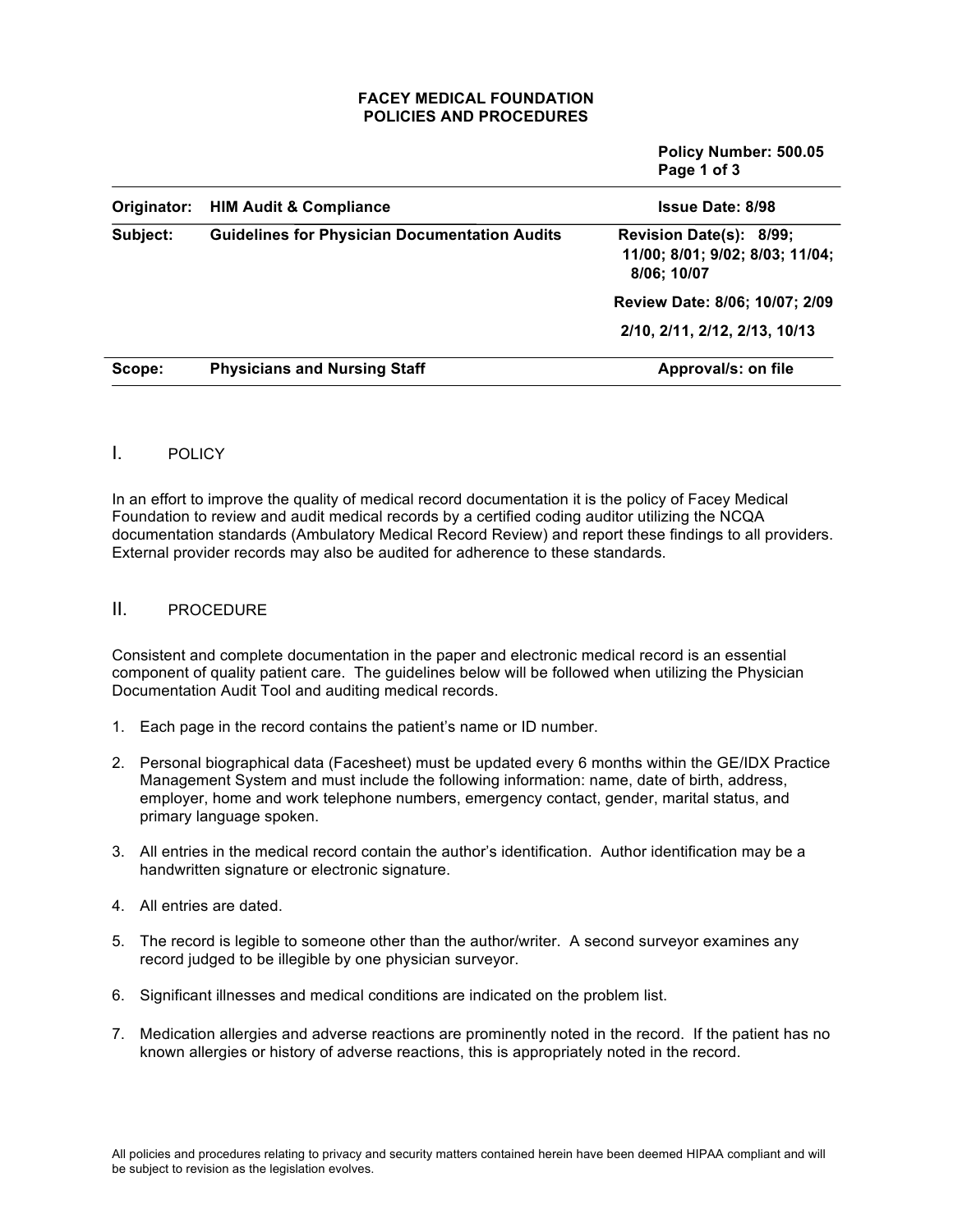**FACEY MEDICAL FOUNDATION**
**POLICIES AND PROCEDURES**

**Policy Number: 500.05**

| | | |
|---|---|---|
| **Originator:** | **HIM Audit & Compliance** | **Issue Date: 8/98** |
| **Subject:** | **Guidelines for Physician Documentation Audits** | **Revision Date(s): 8/99; 11/00; 8/01; 9/02; 8/03; 11/04; 8/06; 10/07** |
| | | **Review Date: 8/06; 10/07; 2/09 2/10, 2/11, 2/12, 2/13, 10/13** |
| **Scope:** | **Physicians and Nursing Staff** | **Approval/s: on file** |

## I. POLICY

In an effort to improve the quality of medical record documentation it is the policy of Facey Medical Foundation to review and audit medical records by a certified coding auditor utilizing the NCQA documentation standards (Ambulatory Medical Record Review) and report these findings to all providers. External provider records may also be audited for adherence to these standards.

## II. PROCEDURE

Consistent and complete documentation in the paper and electronic medical record is an essential component of quality patient care. The guidelines below will be followed when utilizing the Physician Documentation Audit Tool and auditing medical records.

1. Each page in the record contains the patient's name or ID number.
2. Personal biographical data (Facesheet) must be updated every 6 months within the GE/IDX Practice Management System and must include the following information: name, date of birth, address, employer, home and work telephone numbers, emergency contact, gender, marital status, and primary language spoken.
3. All entries in the medical record contain the author's identification. Author identification may be a handwritten signature or electronic signature.
4. All entries are dated.
5. The record is legible to someone other than the author/writer. A second surveyor examines any record judged to be illegible by one physician surveyor.
6. Significant illnesses and medical conditions are indicated on the problem list.
7. Medication allergies and adverse reactions are prominently noted in the record. If the patient has no known allergies or history of adverse reactions, this is appropriately noted in the record.

All policies and procedures relating to privacy and security matters contained herein have been deemed HIPAA compliant and will be subject to revision as the legislation evolves.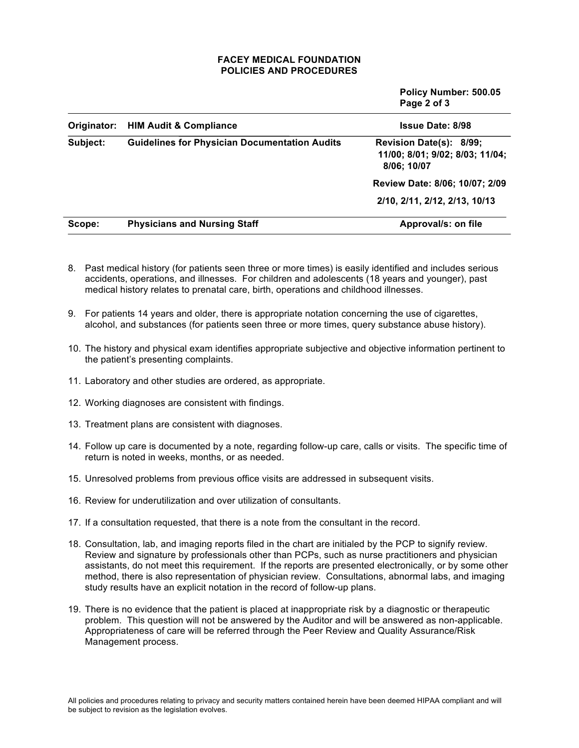8. Past medical history (for patients seen three or more times) is easily identified and includes serious accidents, operations, and illnesses. For children and adolescents (18 years and younger), past medical history relates to prenatal care, birth, operations and childhood illnesses.

9. For patients 14 years and older, there is appropriate notation concerning the use of cigarettes, alcohol, and substances (for patients seen three or more times, query substance abuse history).

10. The history and physical exam identifies appropriate subjective and objective information pertinent to the patient's presenting complaints.

11. Laboratory and other studies are ordered, as appropriate.

12. Working diagnoses are consistent with findings.

13. Treatment plans are consistent with diagnoses.

14. Follow up care is documented by a note, regarding follow-up care, calls or visits. The specific time of return is noted in weeks, months, or as needed.

15. Unresolved problems from previous office visits are addressed in subsequent visits.

16. Review for underutilization and over utilization of consultants.

17. If a consultation requested, that there is a note from the consultant in the record.

18. Consultation, lab, and imaging reports filed in the chart are initialed by the PCP to signify review. Review and signature by professionals other than PCPs, such as nurse practitioners and physician assistants, do not meet this requirement. If the reports are presented electronically, or by some other method, there is also representation of physician review. Consultations, abnormal labs, and imaging study results have an explicit notation in the record of follow-up plans.

19. There is no evidence that the patient is placed at inappropriate risk by a diagnostic or therapeutic problem. This question will not be answered by the Auditor and will be answered as non-applicable. Appropriateness of care will be referred through the Peer Review and Quality Assurance/Risk Management process.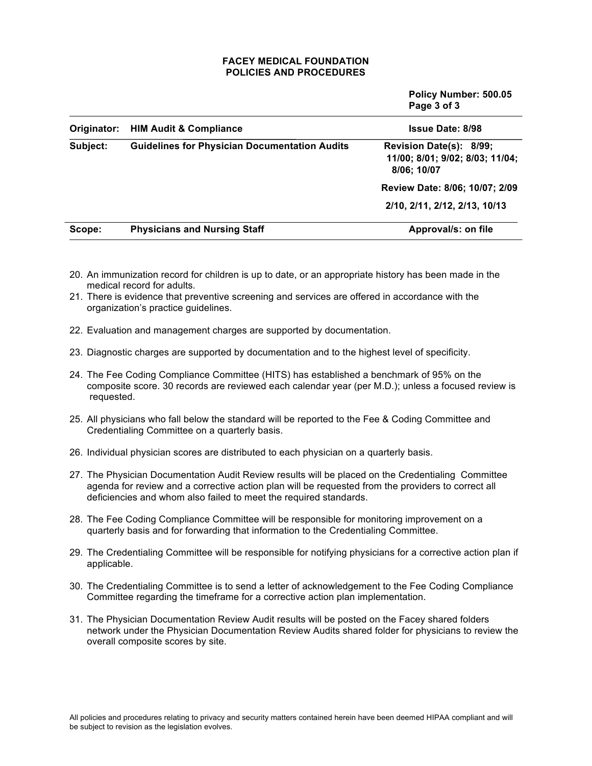**FACEY MEDICAL FOUNDATION**
**POLICIES AND PROCEDURES**

**Policy Number: 500.05**

| | | |
|---|---|---|
| **Originator:** | **HIM Audit & Compliance** | **Issue Date: 8/98** |
| **Subject:** | **Guidelines for Physician Documentation Audits** | **Revision Date(s): 8/99; 11/00; 8/01; 9/02; 8/03; 11/04; 8/06; 10/07** |
| | | **Review Date: 8/06; 10/07; 2/09 2/10, 2/11, 2/12, 2/13, 10/13** |
| **Scope:** | **Physicians and Nursing Staff** | **Approval/s: on file** |

20. An immunization record for children is up to date, or an appropriate history has been made in the medical record for adults.
21. There is evidence that preventive screening and services are offered in accordance with the organization's practice guidelines.
22. Evaluation and management charges are supported by documentation.
23. Diagnostic charges are supported by documentation and to the highest level of specificity.
24. The Fee Coding Compliance Committee (HITS) has established a benchmark of 95% on the composite score. 30 records are reviewed each calendar year (per M.D.); unless a focused review is requested.
25. All physicians who fall below the standard will be reported to the Fee & Coding Committee and Credentialing Committee on a quarterly basis.
26. Individual physician scores are distributed to each physician on a quarterly basis.
27. The Physician Documentation Audit Review results will be placed on the Credentialing Committee agenda for review and a corrective action plan will be requested from the providers to correct all deficiencies and whom also failed to meet the required standards.
28. The Fee Coding Compliance Committee will be responsible for monitoring improvement on a quarterly basis and for forwarding that information to the Credentialing Committee.
29. The Credentialing Committee will be responsible for notifying physicians for a corrective action plan if applicable.
30. The Credentialing Committee is to send a letter of acknowledgement to the Fee Coding Compliance Committee regarding the timeframe for a corrective action plan implementation.
31. The Physician Documentation Review Audit results will be posted on the Facey shared folders network under the Physician Documentation Review Audits shared folder for physicians to review the overall composite scores by site.

All policies and procedures relating to privacy and security matters contained herein have been deemed HIPAA compliant and will be subject to revision as the legislation evolves.